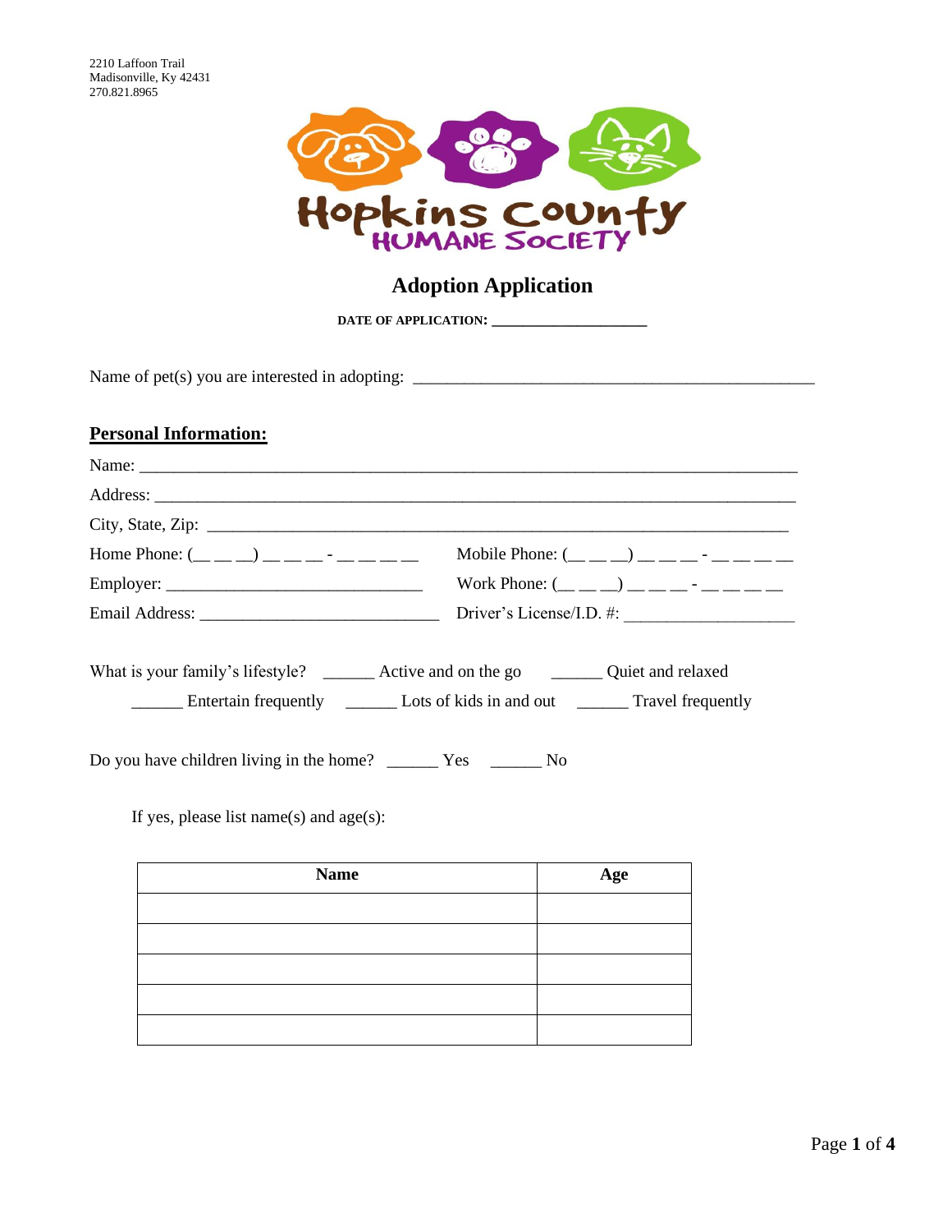2210 Laffoon Trail
Madisonville, Ky 42431
270.821.8965

Hopkins County
HUMANE SOCIETY

# Adoption Application

**DATE OF APPLICATION: ______________________**

Name of pet(s) you are interested in adopting: ________________________________________________

## Personal Information:

Name: ______________________________________________________________________________

Address: ____________________________________________________________________________

City, State, Zip: _______________________________________________________________________

Home Phone: (__ __ __) __ __ __ - __ __ __ __    Mobile Phone: (__ __ __) __ __ __ - __ __ __ __

Employer: ______________________________    Work Phone: (__ __ __) __ __ __ - __ __ __ __

Email Address: ____________________________    Driver's License/I.D. #: ____________________

What is your family's lifestyle? ______ Active and on the go    ______ Quiet and relaxed
______ Entertain frequently    ______ Lots of kids in and out    ______ Travel frequently

Do you have children living in the home? ______ Yes    ______ No

If yes, please list name(s) and age(s):

| Name | Age |
| --- | --- |
| | |
| | |
| | |
| | |
| | |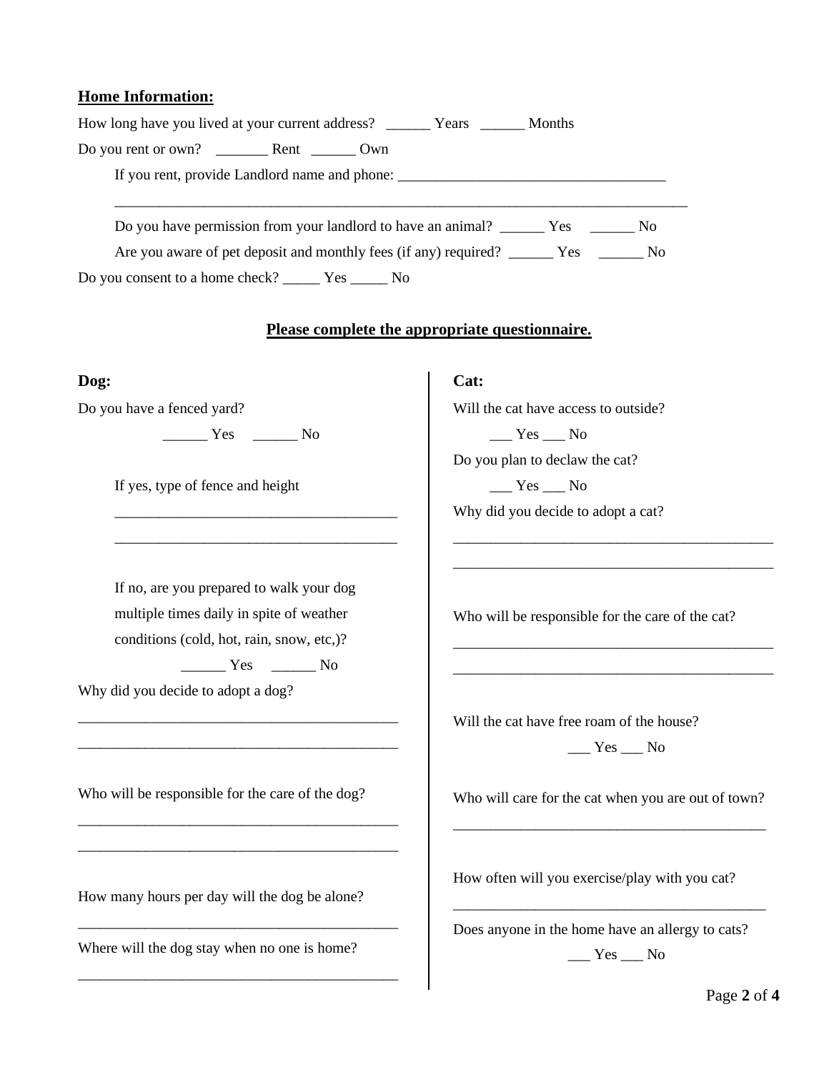**Home Information:**

How long have you lived at your current address? ______ Years ______ Months

Do you rent or own? _______ Rent ______ Own

If you rent, provide Landlord name and phone: ____________________________________

_____________________________________________________________________________

Do you have permission from your landlord to have an animal? ______ Yes ______ No

Are you aware of pet deposit and monthly fees (if any) required? ______ Yes ______ No

Do you consent to a home check? _____ Yes _____ No

**Please complete the appropriate questionnaire.**

**Dog:**

Do you have a fenced yard?

______ Yes ______ No

If yes, type of fence and height

______________________________________

______________________________________

If no, are you prepared to walk your dog multiple times daily in spite of weather conditions (cold, hot, rain, snow, etc,)?

______ Yes ______ No

Why did you decide to adopt a dog?

___________________________________________

___________________________________________

Who will be responsible for the care of the dog?

___________________________________________

___________________________________________

How many hours per day will the dog be alone?

___________________________________________

Where will the dog stay when no one is home?

___________________________________________

**Cat:**

Will the cat have access to outside?

___ Yes ___ No

Do you plan to declaw the cat?

___ Yes ___ No

Why did you decide to adopt a cat?

___________________________________________

___________________________________________

Who will be responsible for the care of the cat?

___________________________________________

___________________________________________

Will the cat have free roam of the house?

___ Yes ___ No

Who will care for the cat when you are out of town?

___________________________________________

How often will you exercise/play with you cat?

___________________________________________

Does anyone in the home have an allergy to cats?

___ Yes ___ No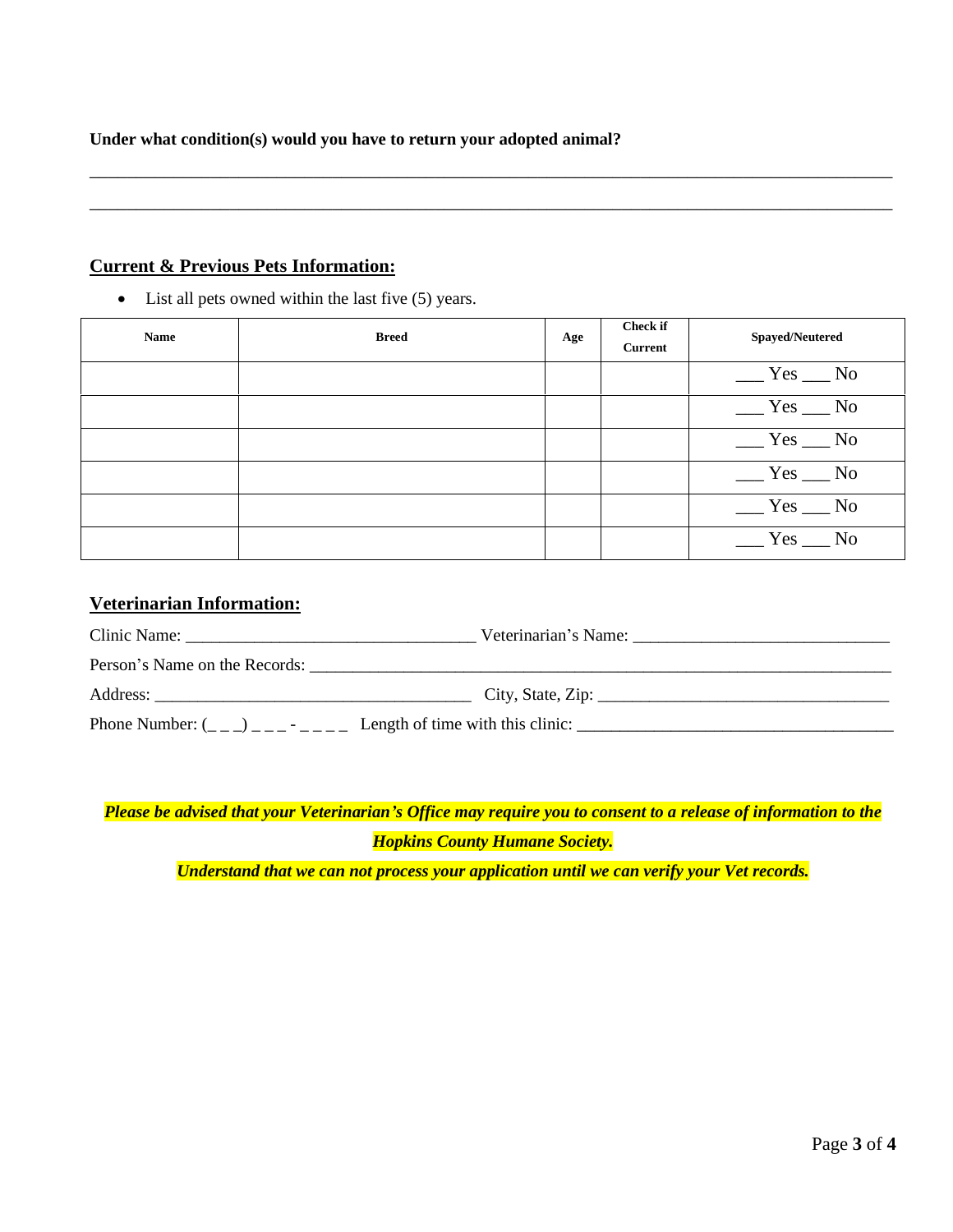**Under what condition(s) would you have to return your adopted animal?**

_____________________________________________________________________________________

_____________________________________________________________________________________

## Current & Previous Pets Information:

- List all pets owned within the last five (5) years.

| Name | Breed | Age | Check if Current | Spayed/Neutered |
|---|---|---|---|---|
| | | | | ___ Yes ___ No |
| | | | | ___ Yes ___ No |
| | | | | ___ Yes ___ No |
| | | | | ___ Yes ___ No |
| | | | | ___ Yes ___ No |
| | | | | ___ Yes ___ No |

## Veterinarian Information:

Clinic Name: _________________________________ Veterinarian's Name: _____________________________

Person's Name on the Records: ___________________________________________________________________

Address: ____________________________________ City, State, Zip: ________________________________

Phone Number: (_ _ _) _ _ _ - _ _ _ _ Length of time with this clinic: ____________________________________

***Please be advised that your Veterinarian's Office may require you to consent to a release of information to the Hopkins County Humane Society.***

***Understand that we can not process your application until we can verify your Vet records.***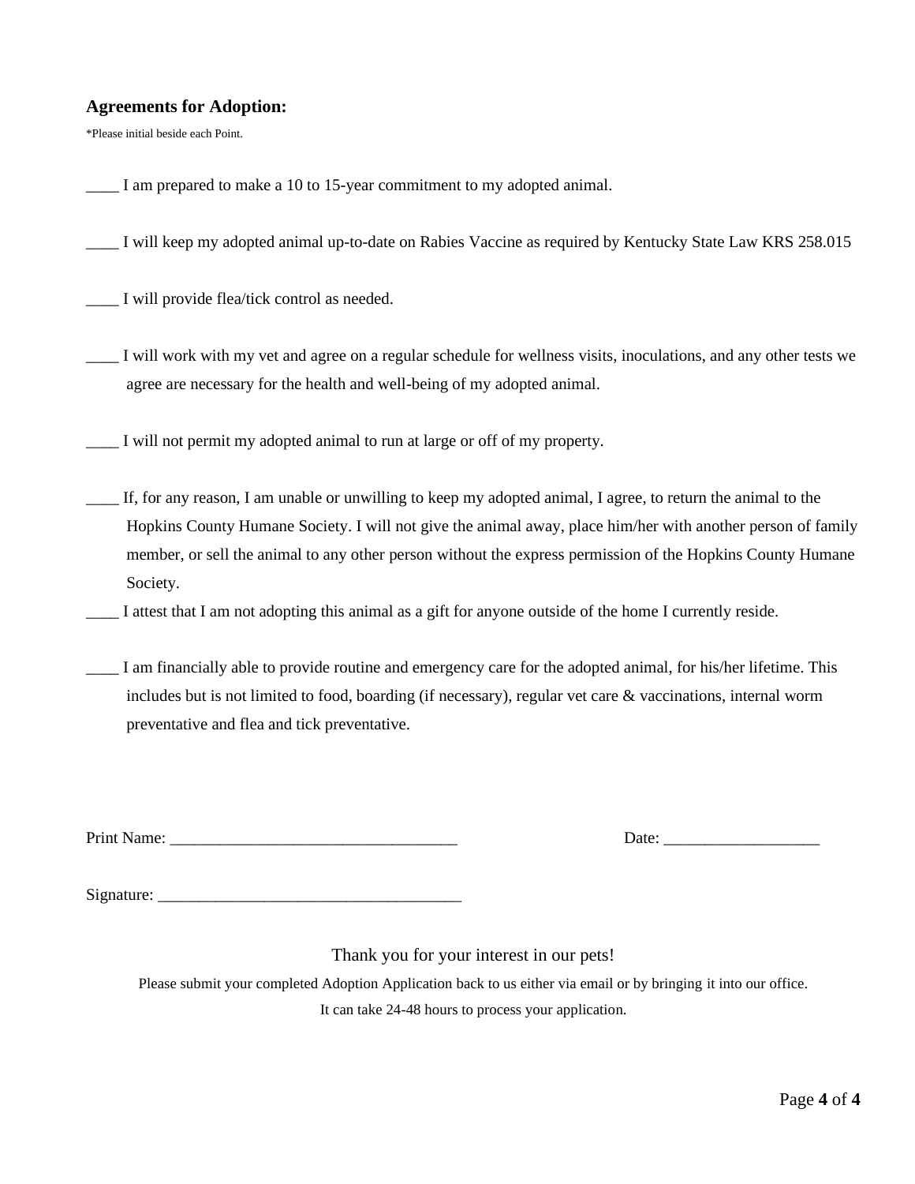### Agreements for Adoption:

*Please initial beside each Point.

____ I am prepared to make a 10 to 15-year commitment to my adopted animal.

____ I will keep my adopted animal up-to-date on Rabies Vaccine as required by Kentucky State Law KRS 258.015

____ I will provide flea/tick control as needed.

____ I will work with my vet and agree on a regular schedule for wellness visits, inoculations, and any other tests we agree are necessary for the health and well-being of my adopted animal.

____ I will not permit my adopted animal to run at large or off of my property.

____ If, for any reason, I am unable or unwilling to keep my adopted animal, I agree, to return the animal to the Hopkins County Humane Society. I will not give the animal away, place him/her with another person of family member, or sell the animal to any other person without the express permission of the Hopkins County Humane Society.

____ I attest that I am not adopting this animal as a gift for anyone outside of the home I currently reside.

____ I am financially able to provide routine and emergency care for the adopted animal, for his/her lifetime. This includes but is not limited to food, boarding (if necessary), regular vet care & vaccinations, internal worm preventative and flea and tick preventative.

Print Name: ___________________________________ Date: ___________________

Signature: _____________________________________

Thank you for your interest in our pets!

Please submit your completed Adoption Application back to us either via email or by bringing it into our office.

It can take 24-48 hours to process your application.